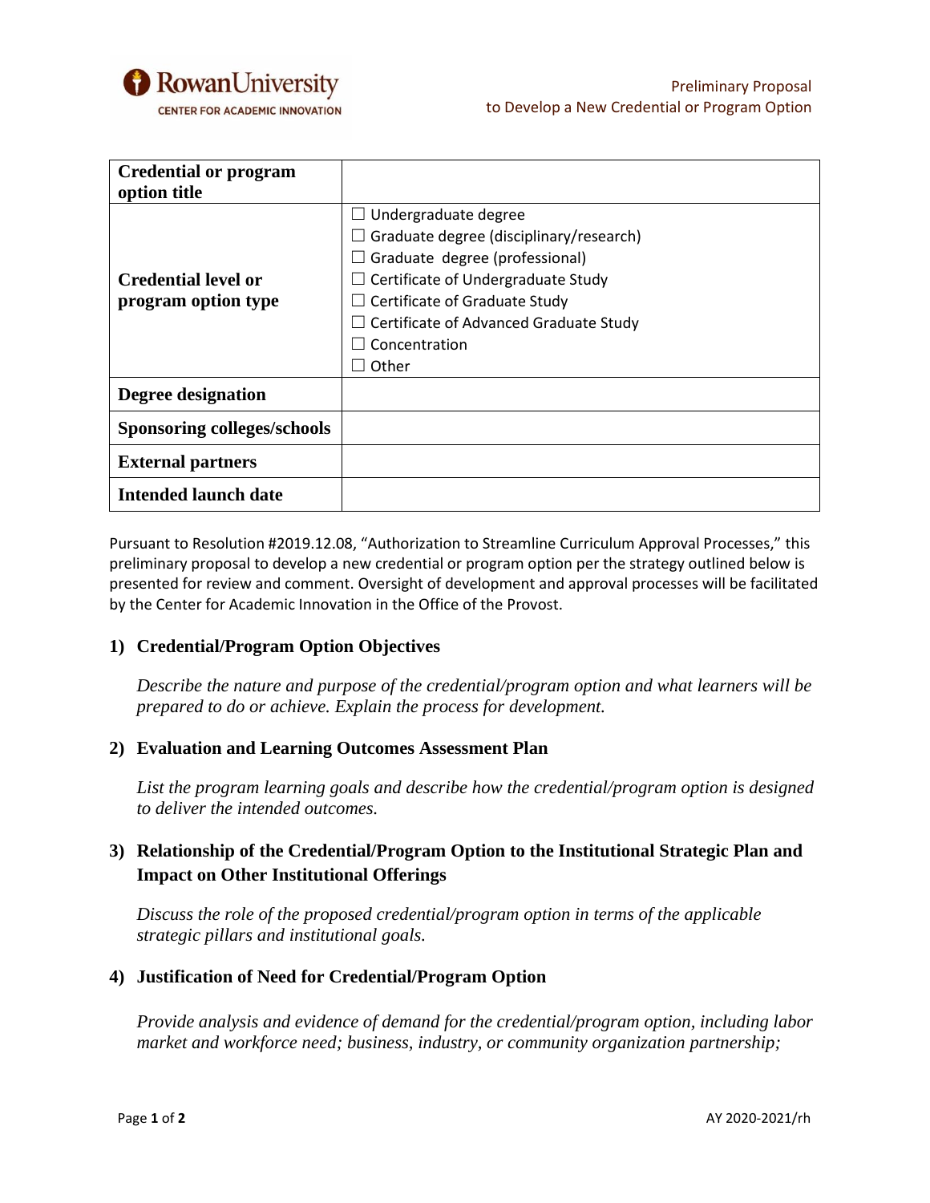Rowan University
CENTER FOR ACADEMIC INNOVATION

Preliminary Proposal
to Develop a New Credential or Program Option

| **Credential or program option title** | |
|---|---|
| **Credential level or program option type** | ☐ Undergraduate degree<br>☐ Graduate degree (disciplinary/research)<br>☐ Graduate degree (professional)<br>☐ Certificate of Undergraduate Study<br>☐ Certificate of Graduate Study<br>☐ Certificate of Advanced Graduate Study<br>☐ Concentration<br>☐ Other |
| **Degree designation** | |
| **Sponsoring colleges/schools** | |
| **External partners** | |
| **Intended launch date** | |

Pursuant to Resolution #2019.12.08, "Authorization to Streamline Curriculum Approval Processes," this preliminary proposal to develop a new credential or program option per the strategy outlined below is presented for review and comment. Oversight of development and approval processes will be facilitated by the Center for Academic Innovation in the Office of the Provost.

## 1) Credential/Program Option Objectives

*Describe the nature and purpose of the credential/program option and what learners will be prepared to do or achieve. Explain the process for development.*

## 2) Evaluation and Learning Outcomes Assessment Plan

*List the program learning goals and describe how the credential/program option is designed to deliver the intended outcomes.*

## 3) Relationship of the Credential/Program Option to the Institutional Strategic Plan and Impact on Other Institutional Offerings

*Discuss the role of the proposed credential/program option in terms of the applicable strategic pillars and institutional goals.*

## 4) Justification of Need for Credential/Program Option

*Provide analysis and evidence of demand for the credential/program option, including labor market and workforce need; business, industry, or community organization partnership;*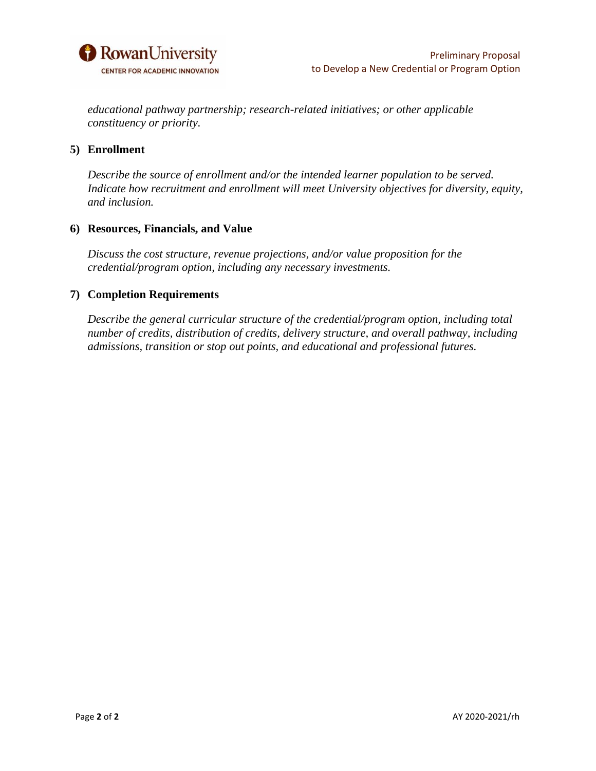*educational pathway partnership; research-related initiatives; or other applicable constituency or priority.*

### 5) Enrollment

*Describe the source of enrollment and/or the intended learner population to be served. Indicate how recruitment and enrollment will meet University objectives for diversity, equity, and inclusion.*

### 6) Resources, Financials, and Value

*Discuss the cost structure, revenue projections, and/or value proposition for the credential/program option, including any necessary investments.*

### 7) Completion Requirements

*Describe the general curricular structure of the credential/program option, including total number of credits, distribution of credits, delivery structure, and overall pathway, including admissions, transition or stop out points, and educational and professional futures.*